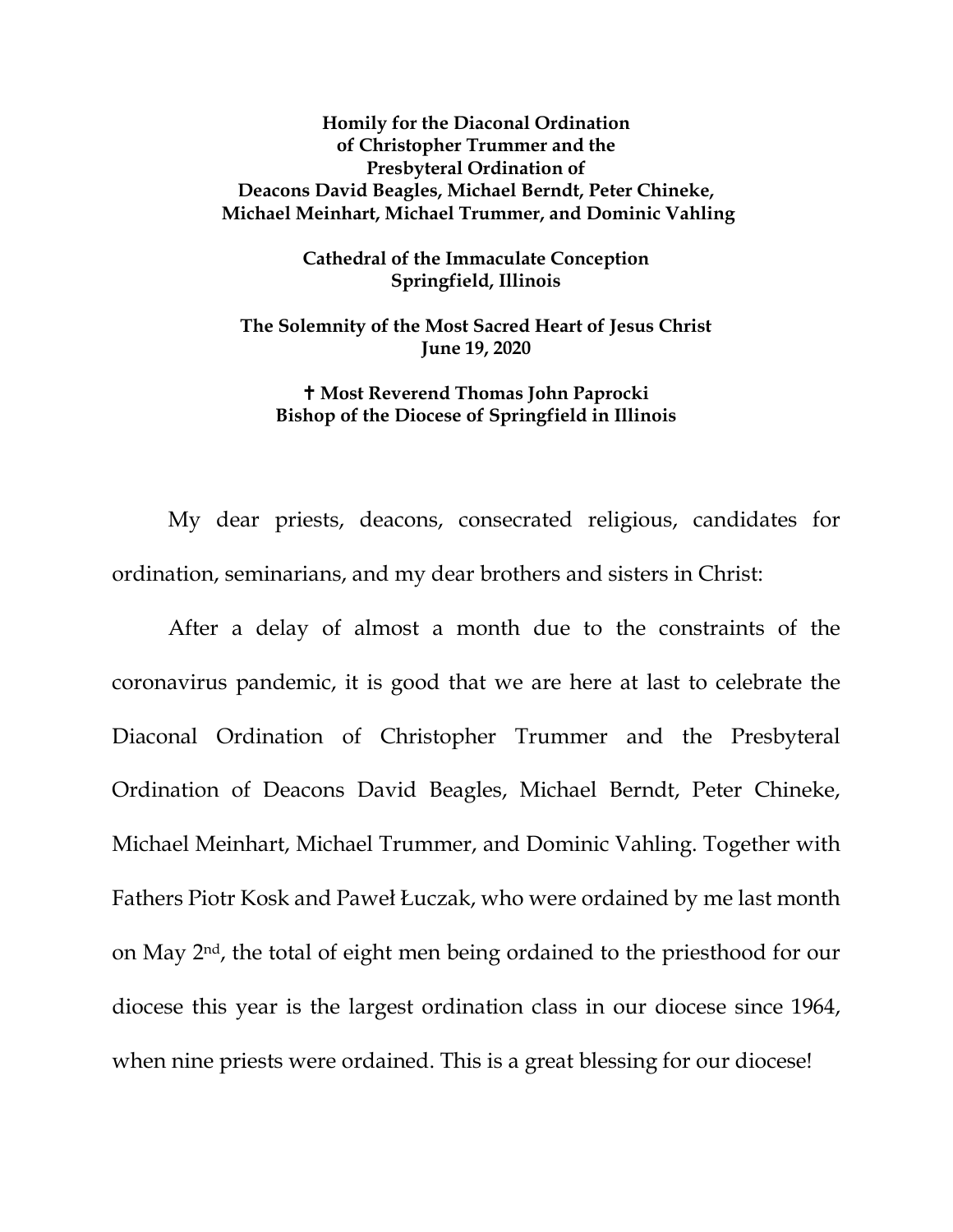**Homily for the Diaconal Ordination of Christopher Trummer and the Presbyteral Ordination of Deacons David Beagles, Michael Berndt, Peter Chineke, Michael Meinhart, Michael Trummer, and Dominic Vahling**

**Cathedral of the Immaculate Conception**
**Springfield, Illinois**

**The Solemnity of the Most Sacred Heart of Jesus Christ**
**June 19, 2020**

**✝ Most Reverend Thomas John Paprocki**
**Bishop of the Diocese of Springfield in Illinois**

My dear priests, deacons, consecrated religious, candidates for ordination, seminarians, and my dear brothers and sisters in Christ:

After a delay of almost a month due to the constraints of the coronavirus pandemic, it is good that we are here at last to celebrate the Diaconal Ordination of Christopher Trummer and the Presbyteral Ordination of Deacons David Beagles, Michael Berndt, Peter Chineke, Michael Meinhart, Michael Trummer, and Dominic Vahling. Together with Fathers Piotr Kosk and Paweł Łuczak, who were ordained by me last month on May 2nd, the total of eight men being ordained to the priesthood for our diocese this year is the largest ordination class in our diocese since 1964, when nine priests were ordained. This is a great blessing for our diocese!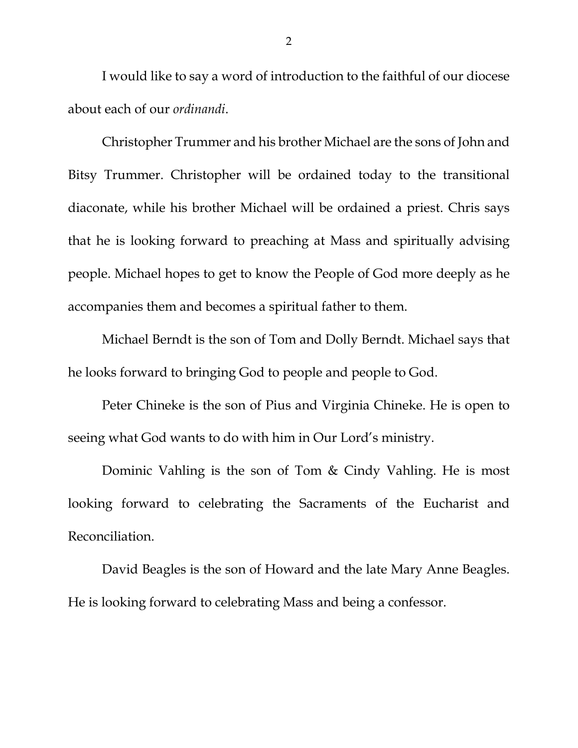I would like to say a word of introduction to the faithful of our diocese about each of our *ordinandi*.

Christopher Trummer and his brother Michael are the sons of John and Bitsy Trummer. Christopher will be ordained today to the transitional diaconate, while his brother Michael will be ordained a priest. Chris says that he is looking forward to preaching at Mass and spiritually advising people. Michael hopes to get to know the People of God more deeply as he accompanies them and becomes a spiritual father to them.

Michael Berndt is the son of Tom and Dolly Berndt. Michael says that he looks forward to bringing God to people and people to God.

Peter Chineke is the son of Pius and Virginia Chineke. He is open to seeing what God wants to do with him in Our Lord's ministry.

Dominic Vahling is the son of Tom & Cindy Vahling. He is most looking forward to celebrating the Sacraments of the Eucharist and Reconciliation.

David Beagles is the son of Howard and the late Mary Anne Beagles. He is looking forward to celebrating Mass and being a confessor.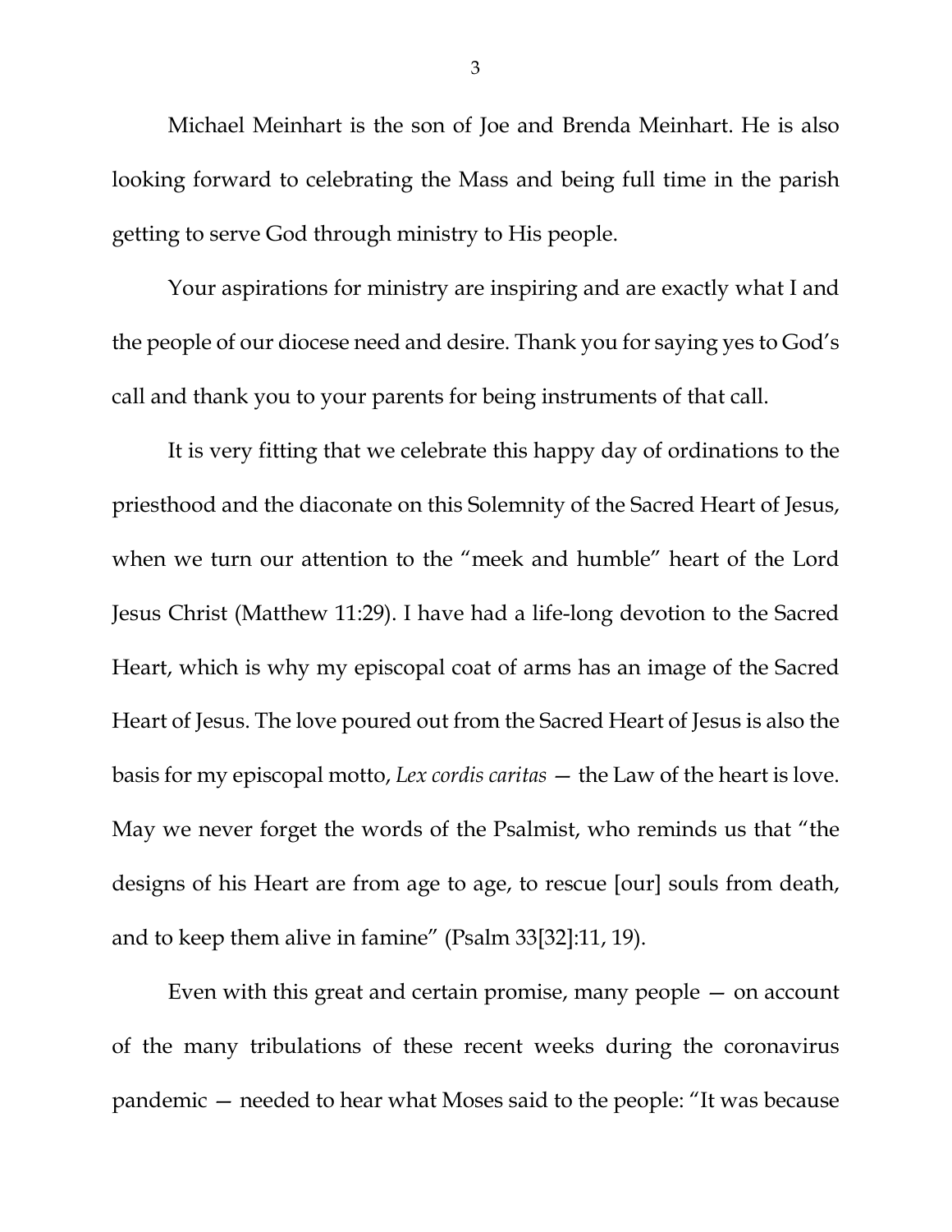Michael Meinhart is the son of Joe and Brenda Meinhart. He is also looking forward to celebrating the Mass and being full time in the parish getting to serve God through ministry to His people.

Your aspirations for ministry are inspiring and are exactly what I and the people of our diocese need and desire. Thank you for saying yes to God's call and thank you to your parents for being instruments of that call.

It is very fitting that we celebrate this happy day of ordinations to the priesthood and the diaconate on this Solemnity of the Sacred Heart of Jesus, when we turn our attention to the "meek and humble" heart of the Lord Jesus Christ (Matthew 11:29). I have had a life-long devotion to the Sacred Heart, which is why my episcopal coat of arms has an image of the Sacred Heart of Jesus. The love poured out from the Sacred Heart of Jesus is also the basis for my episcopal motto, *Lex cordis caritas* — the Law of the heart is love. May we never forget the words of the Psalmist, who reminds us that "the designs of his Heart are from age to age, to rescue [our] souls from death, and to keep them alive in famine" (Psalm 33[32]:11, 19).

Even with this great and certain promise, many people — on account of the many tribulations of these recent weeks during the coronavirus pandemic — needed to hear what Moses said to the people: "It was because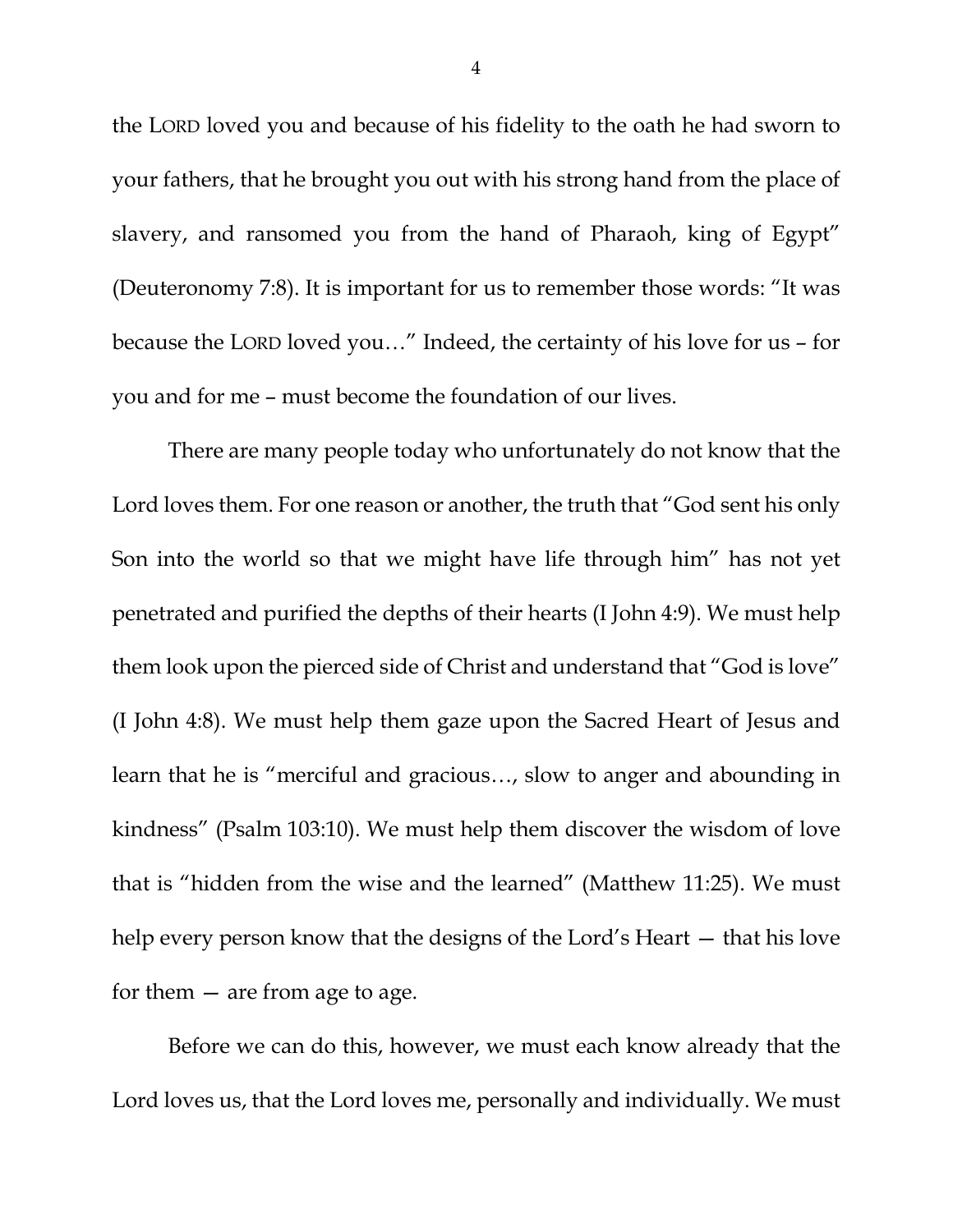the LORD loved you and because of his fidelity to the oath he had sworn to your fathers, that he brought you out with his strong hand from the place of slavery, and ransomed you from the hand of Pharaoh, king of Egypt" (Deuteronomy 7:8). It is important for us to remember those words: "It was because the LORD loved you…" Indeed, the certainty of his love for us – for you and for me – must become the foundation of our lives.

There are many people today who unfortunately do not know that the Lord loves them. For one reason or another, the truth that "God sent his only Son into the world so that we might have life through him" has not yet penetrated and purified the depths of their hearts (I John 4:9). We must help them look upon the pierced side of Christ and understand that "God is love" (I John 4:8). We must help them gaze upon the Sacred Heart of Jesus and learn that he is "merciful and gracious…, slow to anger and abounding in kindness" (Psalm 103:10). We must help them discover the wisdom of love that is "hidden from the wise and the learned" (Matthew 11:25). We must help every person know that the designs of the Lord's Heart — that his love for them — are from age to age.

Before we can do this, however, we must each know already that the Lord loves us, that the Lord loves me, personally and individually. We must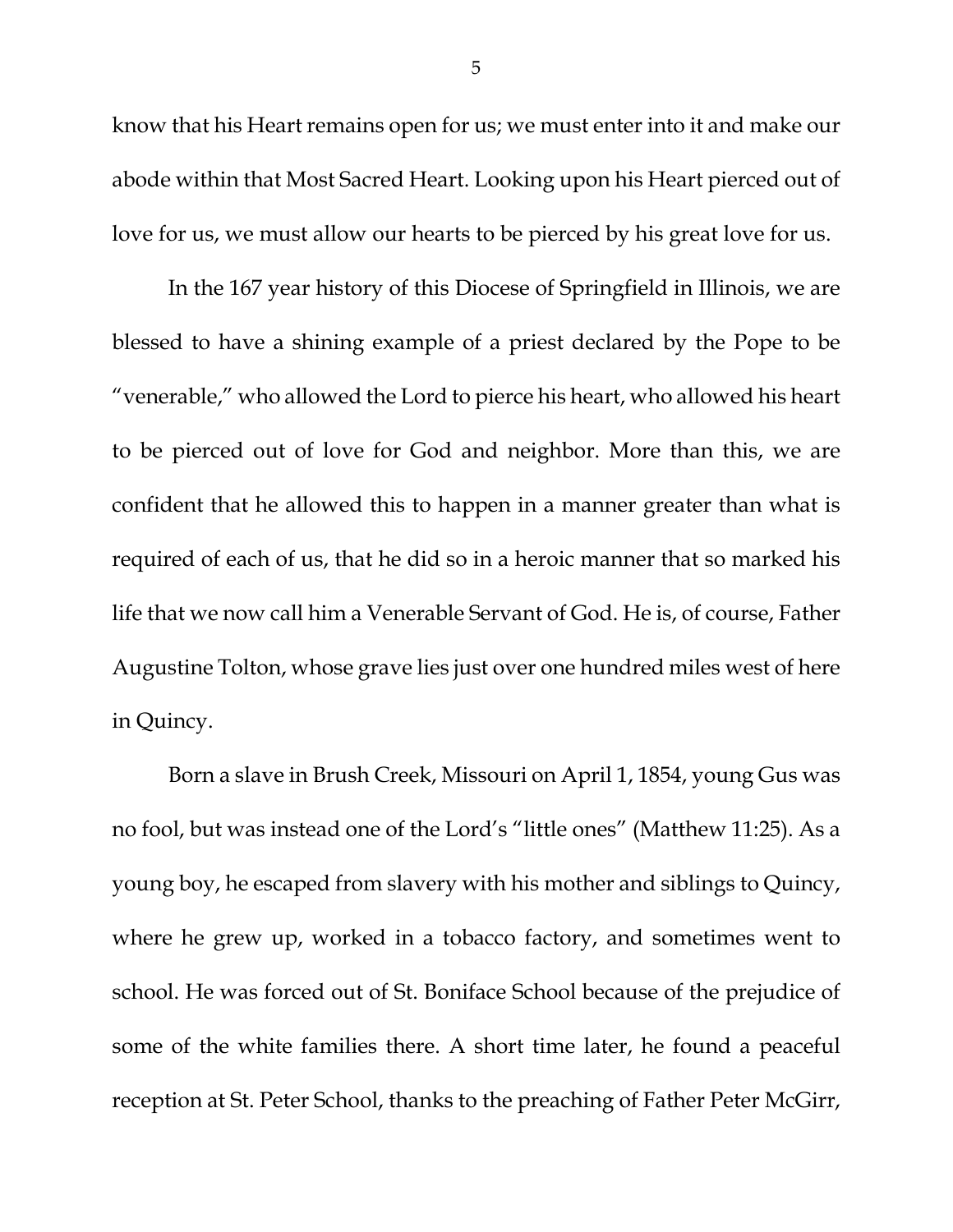know that his Heart remains open for us; we must enter into it and make our abode within that Most Sacred Heart. Looking upon his Heart pierced out of love for us, we must allow our hearts to be pierced by his great love for us.

In the 167 year history of this Diocese of Springfield in Illinois, we are blessed to have a shining example of a priest declared by the Pope to be "venerable," who allowed the Lord to pierce his heart, who allowed his heart to be pierced out of love for God and neighbor. More than this, we are confident that he allowed this to happen in a manner greater than what is required of each of us, that he did so in a heroic manner that so marked his life that we now call him a Venerable Servant of God. He is, of course, Father Augustine Tolton, whose grave lies just over one hundred miles west of here in Quincy.

Born a slave in Brush Creek, Missouri on April 1, 1854, young Gus was no fool, but was instead one of the Lord's "little ones" (Matthew 11:25). As a young boy, he escaped from slavery with his mother and siblings to Quincy, where he grew up, worked in a tobacco factory, and sometimes went to school. He was forced out of St. Boniface School because of the prejudice of some of the white families there. A short time later, he found a peaceful reception at St. Peter School, thanks to the preaching of Father Peter McGirr,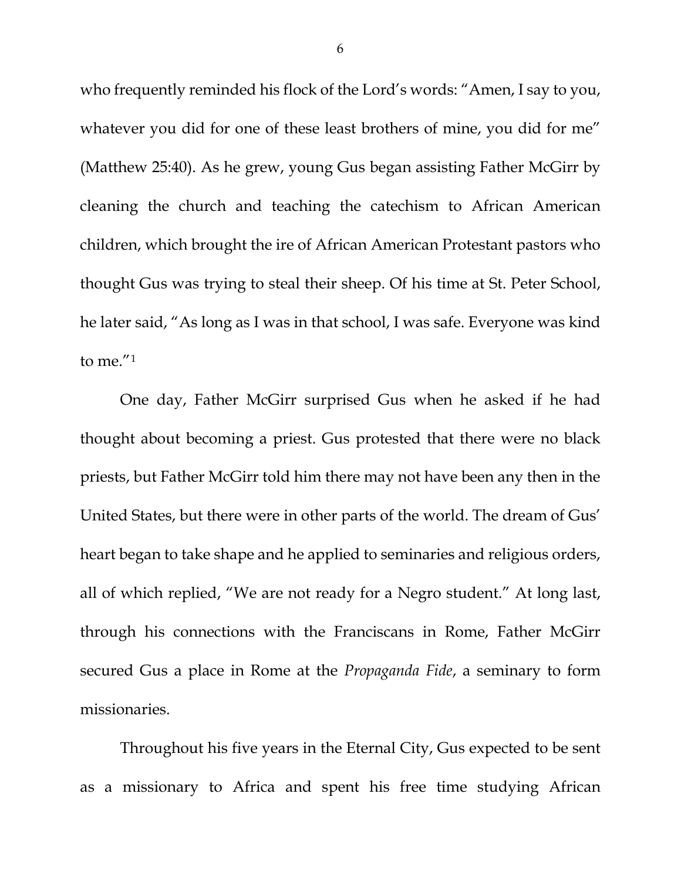who frequently reminded his flock of the Lord's words: "Amen, I say to you, whatever you did for one of these least brothers of mine, you did for me" (Matthew 25:40). As he grew, young Gus began assisting Father McGirr by cleaning the church and teaching the catechism to African American children, which brought the ire of African American Protestant pastors who thought Gus was trying to steal their sheep. Of his time at St. Peter School, he later said, "As long as I was in that school, I was safe. Everyone was kind to me."[1]

One day, Father McGirr surprised Gus when he asked if he had thought about becoming a priest. Gus protested that there were no black priests, but Father McGirr told him there may not have been any then in the United States, but there were in other parts of the world. The dream of Gus' heart began to take shape and he applied to seminaries and religious orders, all of which replied, "We are not ready for a Negro student." At long last, through his connections with the Franciscans in Rome, Father McGirr secured Gus a place in Rome at the *Propaganda Fide*, a seminary to form missionaries.

Throughout his five years in the Eternal City, Gus expected to be sent as a missionary to Africa and spent his free time studying African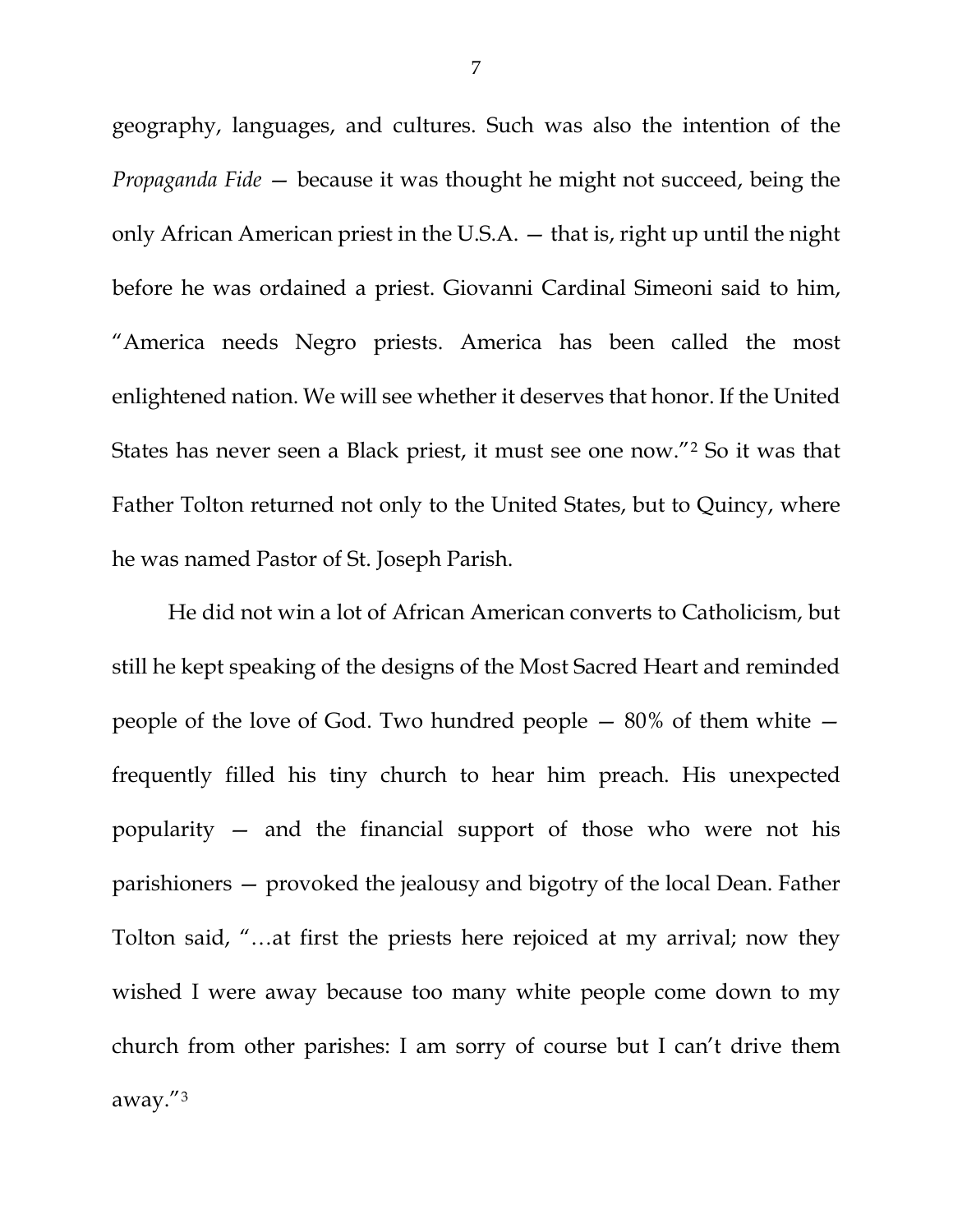geography, languages, and cultures. Such was also the intention of the *Propaganda Fide* — because it was thought he might not succeed, being the only African American priest in the U.S.A. — that is, right up until the night before he was ordained a priest. Giovanni Cardinal Simeoni said to him, "America needs Negro priests. America has been called the most enlightened nation. We will see whether it deserves that honor. If the United States has never seen a Black priest, it must see one now."[2] So it was that Father Tolton returned not only to the United States, but to Quincy, where he was named Pastor of St. Joseph Parish.

He did not win a lot of African American converts to Catholicism, but still he kept speaking of the designs of the Most Sacred Heart and reminded people of the love of God. Two hundred people — 80% of them white — frequently filled his tiny church to hear him preach. His unexpected popularity — and the financial support of those who were not his parishioners — provoked the jealousy and bigotry of the local Dean. Father Tolton said, "…at first the priests here rejoiced at my arrival; now they wished I were away because too many white people come down to my church from other parishes: I am sorry of course but I can't drive them away."[3]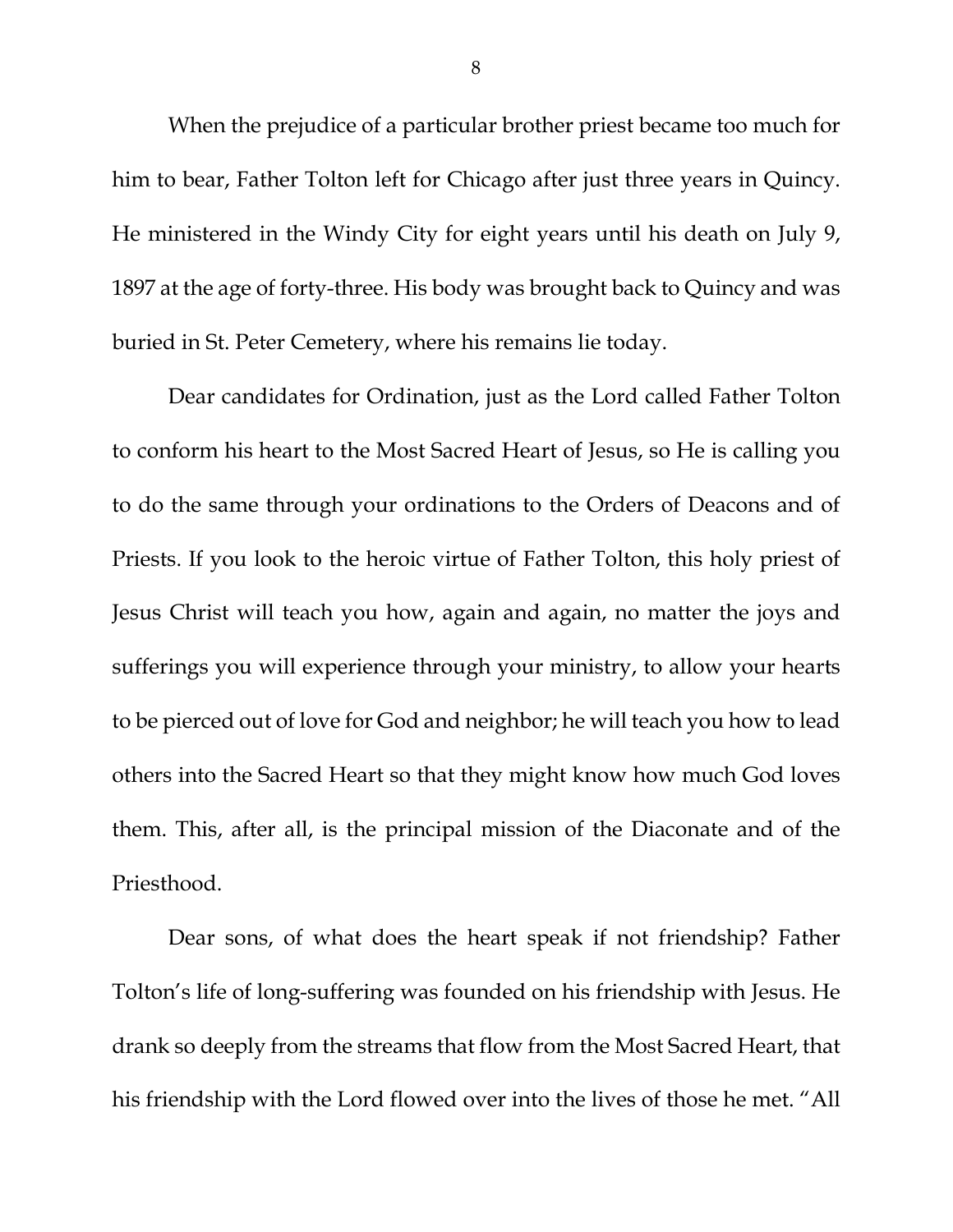When the prejudice of a particular brother priest became too much for him to bear, Father Tolton left for Chicago after just three years in Quincy. He ministered in the Windy City for eight years until his death on July 9, 1897 at the age of forty-three. His body was brought back to Quincy and was buried in St. Peter Cemetery, where his remains lie today.

Dear candidates for Ordination, just as the Lord called Father Tolton to conform his heart to the Most Sacred Heart of Jesus, so He is calling you to do the same through your ordinations to the Orders of Deacons and of Priests. If you look to the heroic virtue of Father Tolton, this holy priest of Jesus Christ will teach you how, again and again, no matter the joys and sufferings you will experience through your ministry, to allow your hearts to be pierced out of love for God and neighbor; he will teach you how to lead others into the Sacred Heart so that they might know how much God loves them. This, after all, is the principal mission of the Diaconate and of the Priesthood.

Dear sons, of what does the heart speak if not friendship? Father Tolton's life of long-suffering was founded on his friendship with Jesus. He drank so deeply from the streams that flow from the Most Sacred Heart, that his friendship with the Lord flowed over into the lives of those he met. "All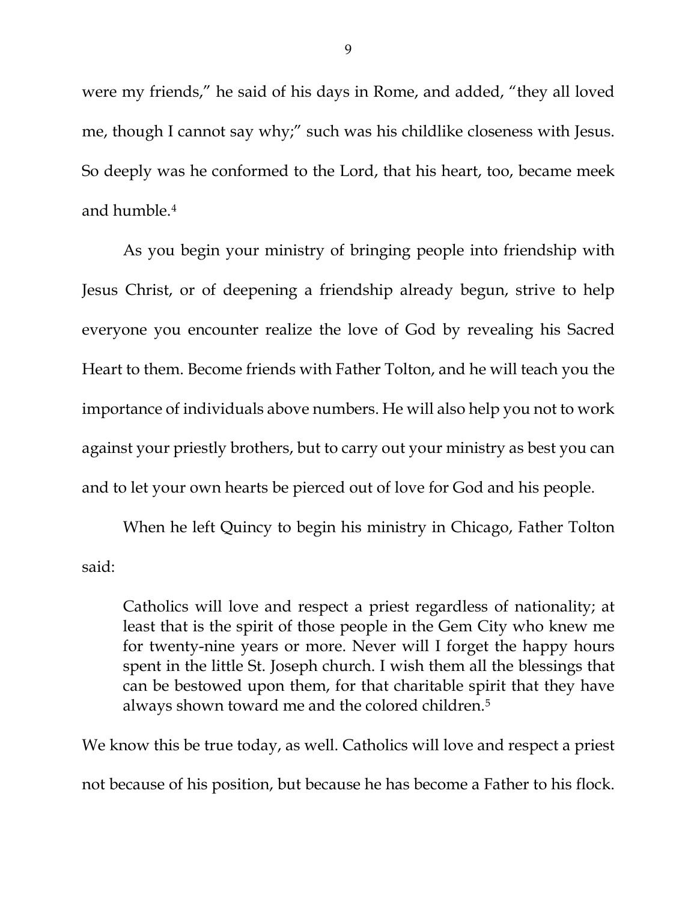were my friends," he said of his days in Rome, and added, "they all loved me, though I cannot say why;" such was his childlike closeness with Jesus. So deeply was he conformed to the Lord, that his heart, too, became meek and humble.[4]

As you begin your ministry of bringing people into friendship with Jesus Christ, or of deepening a friendship already begun, strive to help everyone you encounter realize the love of God by revealing his Sacred Heart to them. Become friends with Father Tolton, and he will teach you the importance of individuals above numbers. He will also help you not to work against your priestly brothers, but to carry out your ministry as best you can and to let your own hearts be pierced out of love for God and his people.

When he left Quincy to begin his ministry in Chicago, Father Tolton said:

> Catholics will love and respect a priest regardless of nationality; at least that is the spirit of those people in the Gem City who knew me for twenty-nine years or more. Never will I forget the happy hours spent in the little St. Joseph church. I wish them all the blessings that can be bestowed upon them, for that charitable spirit that they have always shown toward me and the colored children.[5]

We know this be true today, as well. Catholics will love and respect a priest not because of his position, but because he has become a Father to his flock.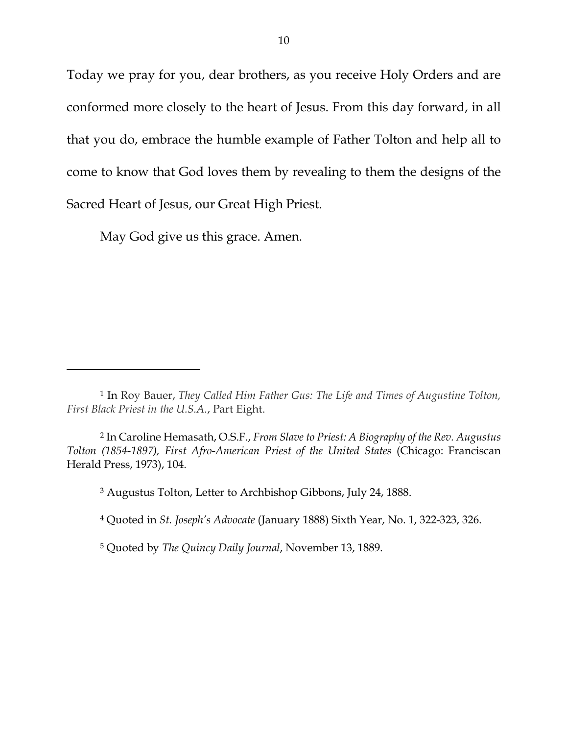Today we pray for you, dear brothers, as you receive Holy Orders and are conformed more closely to the heart of Jesus. From this day forward, in all that you do, embrace the humble example of Father Tolton and help all to come to know that God loves them by revealing to them the designs of the Sacred Heart of Jesus, our Great High Priest.

May God give us this grace. Amen.

---

[1] In Roy Bauer, *They Called Him Father Gus: The Life and Times of Augustine Tolton, First Black Priest in the U.S.A.*, Part Eight.

[2] In Caroline Hemasath, O.S.F., *From Slave to Priest: A Biography of the Rev. Augustus Tolton (1854-1897), First Afro-American Priest of the United States* (Chicago: Franciscan Herald Press, 1973), 104.

[3] Augustus Tolton, Letter to Archbishop Gibbons, July 24, 1888.

[4] Quoted in *St. Joseph's Advocate* (January 1888) Sixth Year, No. 1, 322-323, 326.

[5] Quoted by *The Quincy Daily Journal*, November 13, 1889.